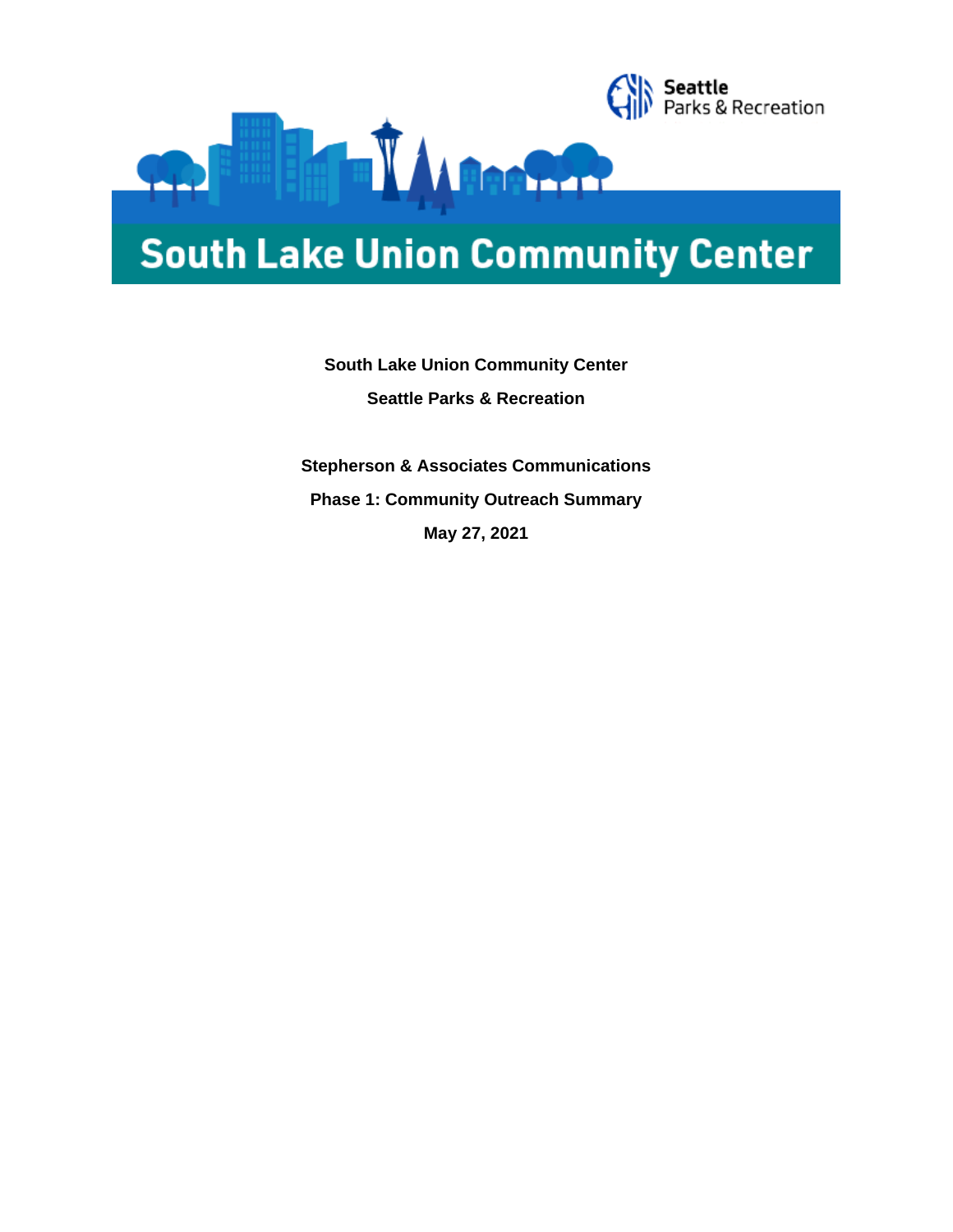Seattle Parks & Recreation

# South Lake Union Community Center

**South Lake Union Community Center**

**Seattle Parks & Recreation**

**Stepherson & Associates Communications**

**Phase 1: Community Outreach Summary**

**May 27, 2021**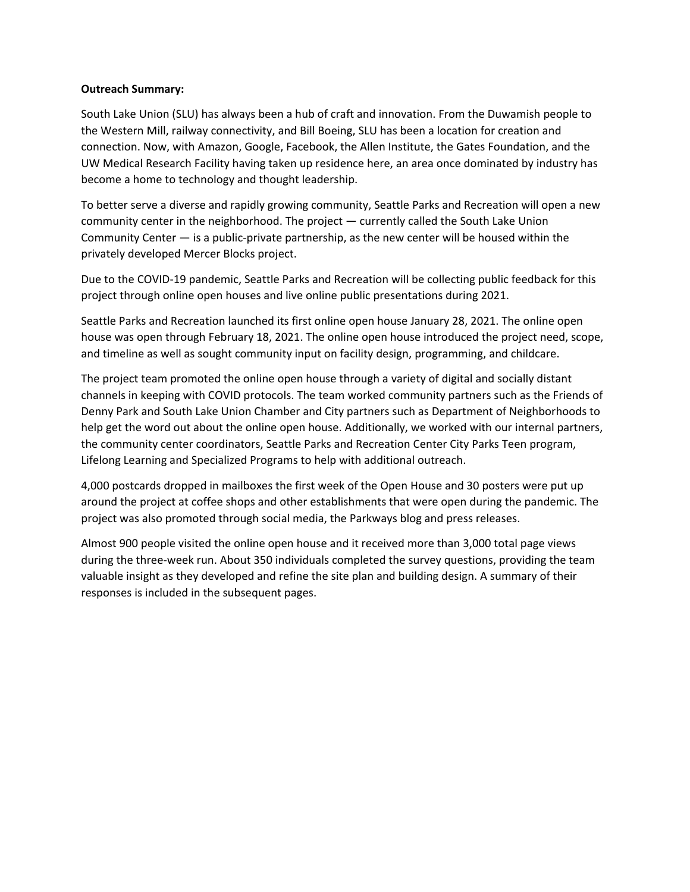**Outreach Summary:**

South Lake Union (SLU) has always been a hub of craft and innovation. From the Duwamish people to the Western Mill, railway connectivity, and Bill Boeing, SLU has been a location for creation and connection. Now, with Amazon, Google, Facebook, the Allen Institute, the Gates Foundation, and the UW Medical Research Facility having taken up residence here, an area once dominated by industry has become a home to technology and thought leadership.

To better serve a diverse and rapidly growing community, Seattle Parks and Recreation will open a new community center in the neighborhood. The project — currently called the South Lake Union Community Center — is a public-private partnership, as the new center will be housed within the privately developed Mercer Blocks project.

Due to the COVID-19 pandemic, Seattle Parks and Recreation will be collecting public feedback for this project through online open houses and live online public presentations during 2021.

Seattle Parks and Recreation launched its first online open house January 28, 2021. The online open house was open through February 18, 2021. The online open house introduced the project need, scope, and timeline as well as sought community input on facility design, programming, and childcare.

The project team promoted the online open house through a variety of digital and socially distant channels in keeping with COVID protocols. The team worked community partners such as the Friends of Denny Park and South Lake Union Chamber and City partners such as Department of Neighborhoods to help get the word out about the online open house. Additionally, we worked with our internal partners, the community center coordinators, Seattle Parks and Recreation Center City Parks Teen program, Lifelong Learning and Specialized Programs to help with additional outreach.

4,000 postcards dropped in mailboxes the first week of the Open House and 30 posters were put up around the project at coffee shops and other establishments that were open during the pandemic. The project was also promoted through social media, the Parkways blog and press releases.

Almost 900 people visited the online open house and it received more than 3,000 total page views during the three-week run. About 350 individuals completed the survey questions, providing the team valuable insight as they developed and refine the site plan and building design. A summary of their responses is included in the subsequent pages.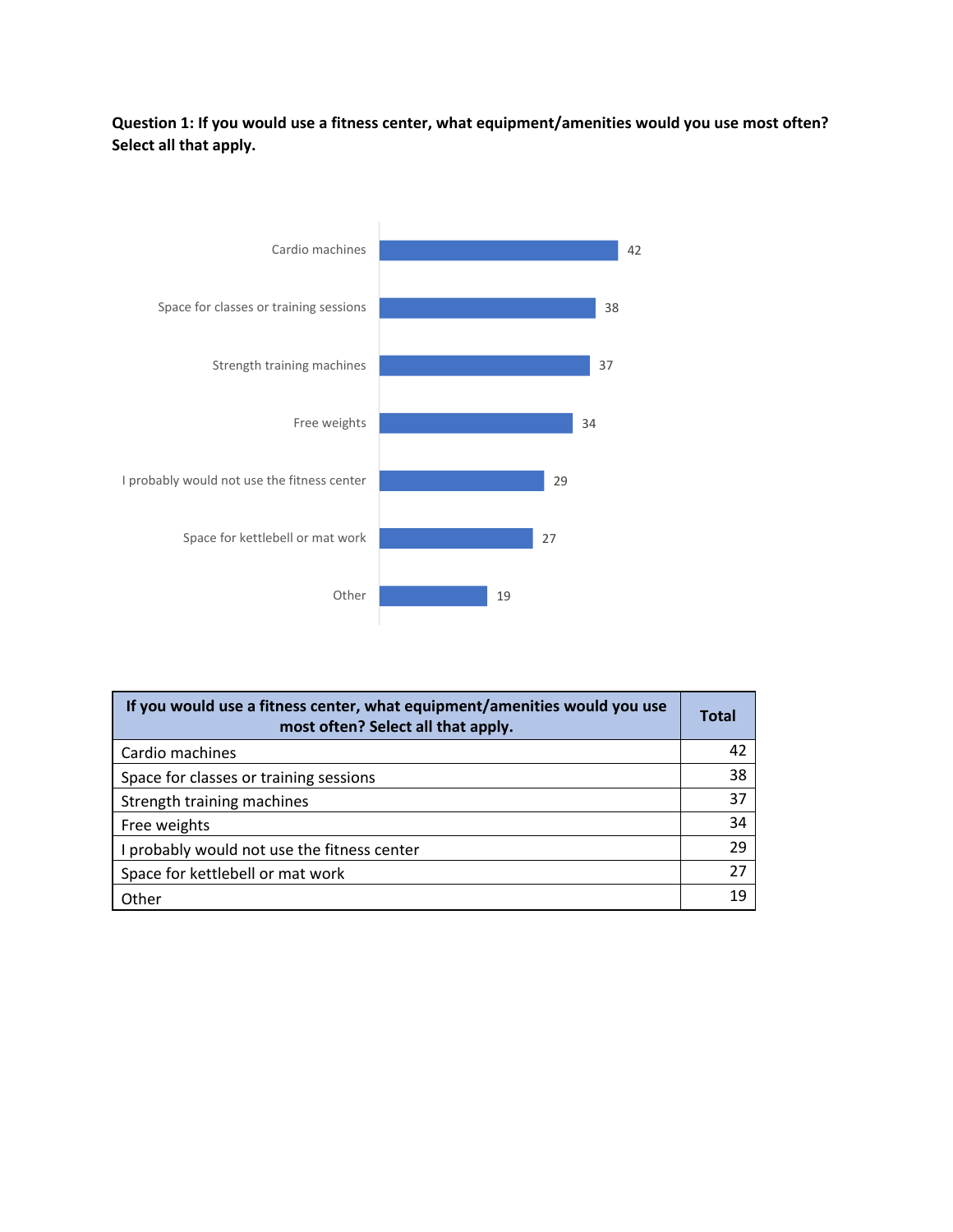**Question 1: If you would use a fitness center, what equipment/amenities would you use most often? Select all that apply.**

| If you would use a fitness center, what equipment/amenities would you use most often? Select all that apply. | Total |
|---|---|
| Cardio machines | 42 |
| Space for classes or training sessions | 38 |
| Strength training machines | 37 |
| Free weights | 34 |
| I probably would not use the fitness center | 29 |
| Space for kettlebell or mat work | 27 |
| Other | 19 |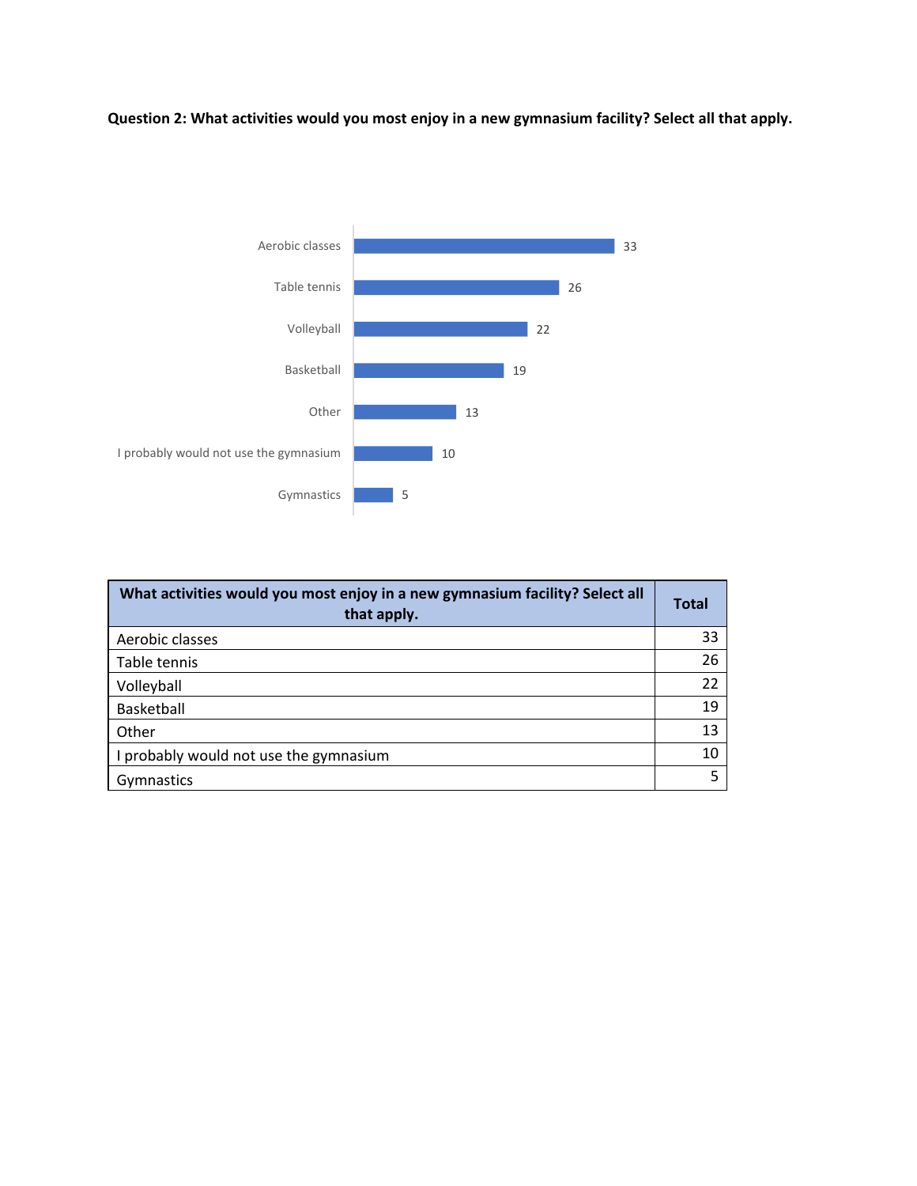**Question 2: What activities would you most enjoy in a new gymnasium facility? Select all that apply.**

| What activities would you most enjoy in a new gymnasium facility? Select all that apply. | Total |
|---|---|
| Aerobic classes | 33 |
| Table tennis | 26 |
| Volleyball | 22 |
| Basketball | 19 |
| Other | 13 |
| I probably would not use the gymnasium | 10 |
| Gymnastics | 5 |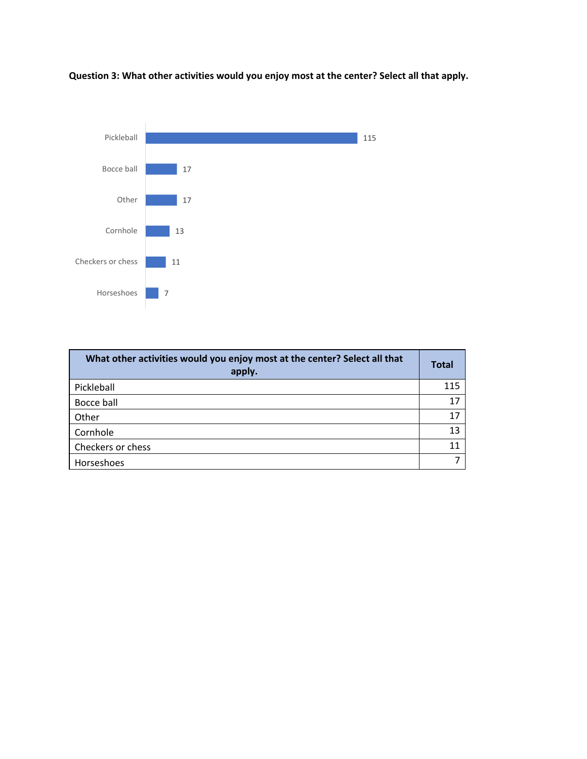**Question 3: What other activities would you enjoy most at the center? Select all that apply.**

| What other activities would you enjoy most at the center? Select all that apply. | Total |
|---|---|
| Pickleball | 115 |
| Bocce ball | 17 |
| Other | 17 |
| Cornhole | 13 |
| Checkers or chess | 11 |
| Horseshoes | 7 |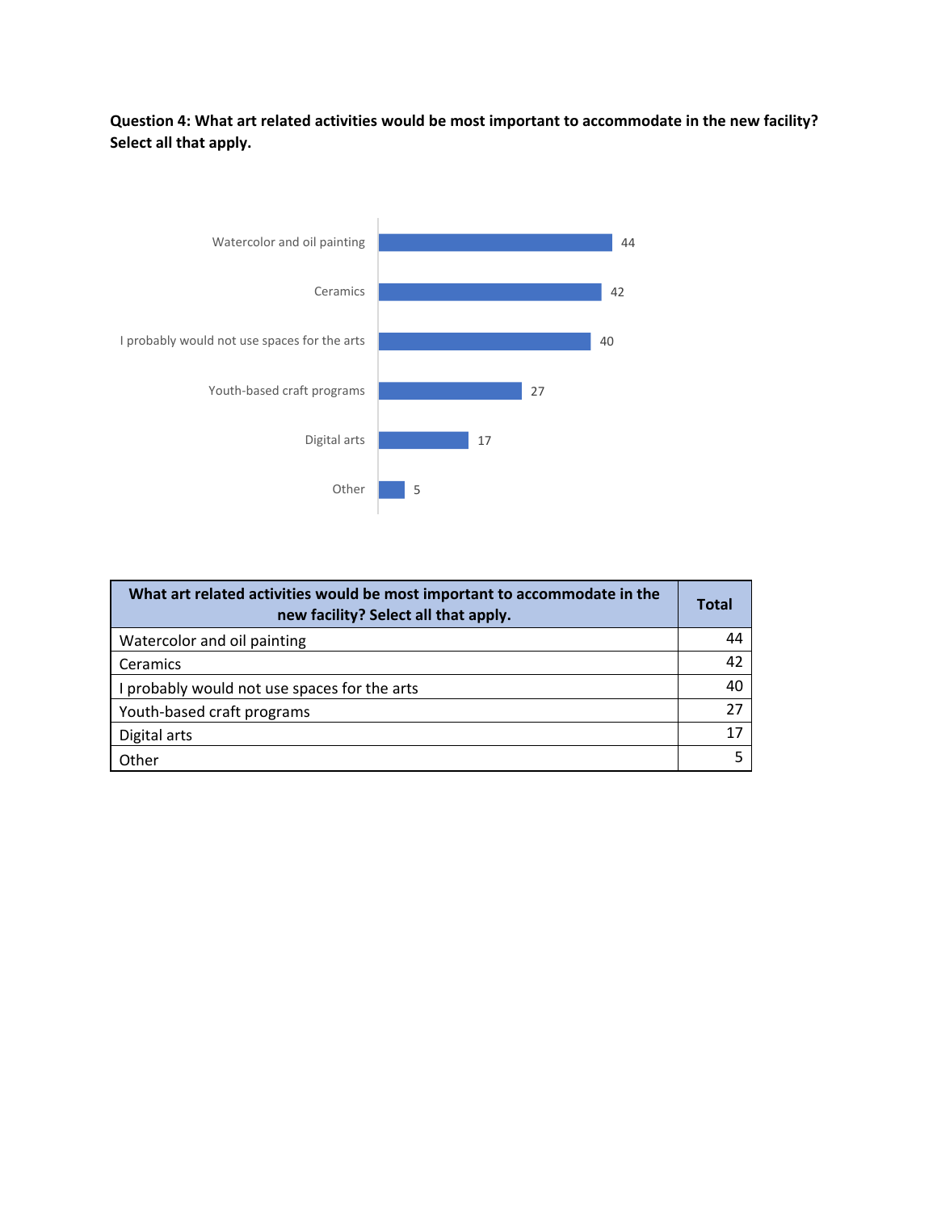**Question 4: What art related activities would be most important to accommodate in the new facility? Select all that apply.**

| What art related activities would be most important to accommodate in the new facility? Select all that apply. | Total |
|---|---|
| Watercolor and oil painting | 44 |
| Ceramics | 42 |
| I probably would not use spaces for the arts | 40 |
| Youth-based craft programs | 27 |
| Digital arts | 17 |
| Other | 5 |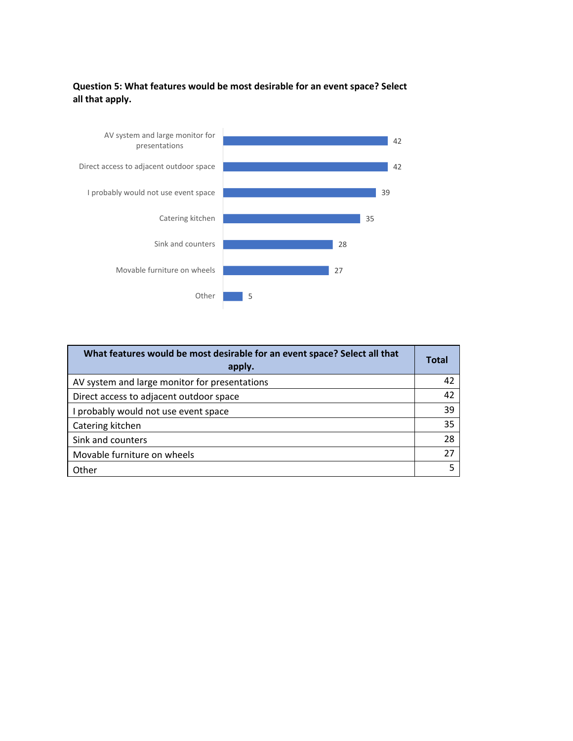**Question 5: What features would be most desirable for an event space? Select all that apply.**

| What features would be most desirable for an event space? Select all that apply. | Total |
|---|---|
| AV system and large monitor for presentations | 42 |
| Direct access to adjacent outdoor space | 42 |
| I probably would not use event space | 39 |
| Catering kitchen | 35 |
| Sink and counters | 28 |
| Movable furniture on wheels | 27 |
| Other | 5 |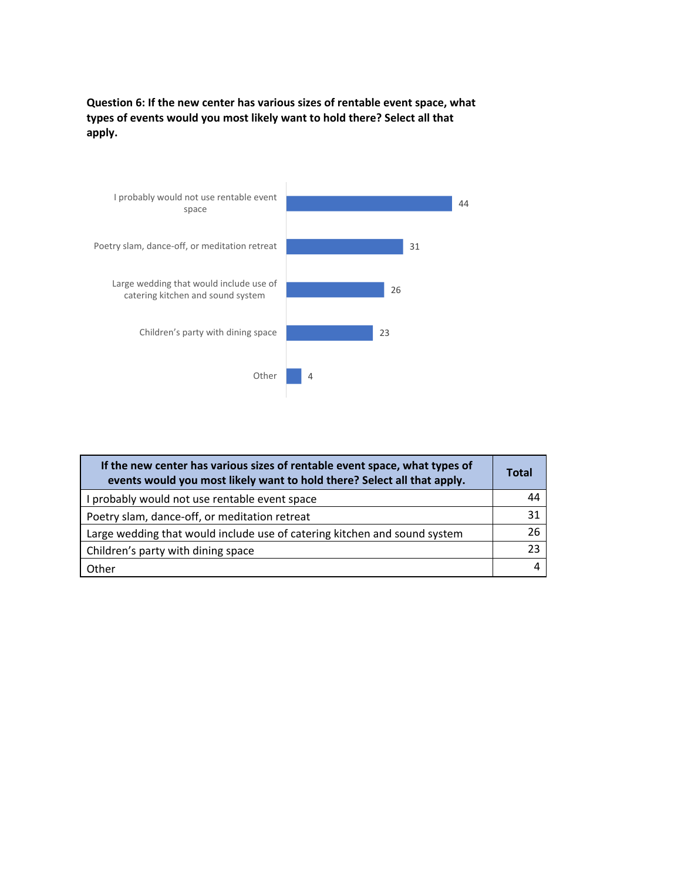**Question 6: If the new center has various sizes of rentable event space, what types of events would you most likely want to hold there? Select all that apply.**

| If the new center has various sizes of rentable event space, what types of events would you most likely want to hold there? Select all that apply. | Total |
|---|---|
| I probably would not use rentable event space | 44 |
| Poetry slam, dance-off, or meditation retreat | 31 |
| Large wedding that would include use of catering kitchen and sound system | 26 |
| Children's party with dining space | 23 |
| Other | 4 |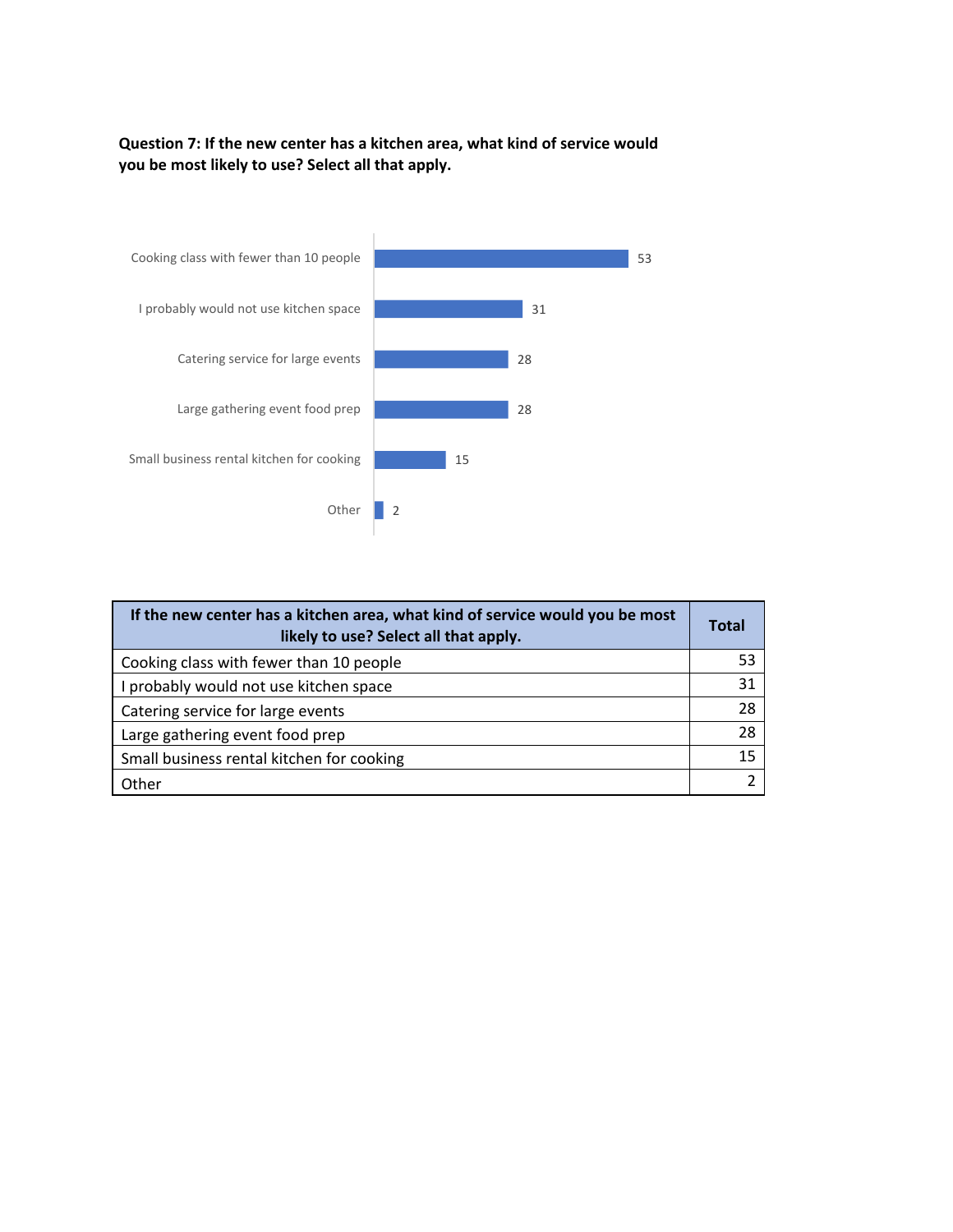**Question 7: If the new center has a kitchen area, what kind of service would you be most likely to use? Select all that apply.**

Cooking class with fewer than 10 people 53

I probably would not use kitchen space 31

Catering service for large events 28

Large gathering event food prep 28

Small business rental kitchen for cooking 15

Other 2

| If the new center has a kitchen area, what kind of service would you be most likely to use? Select all that apply. | Total |
|---|---|
| Cooking class with fewer than 10 people | 53 |
| I probably would not use kitchen space | 31 |
| Catering service for large events | 28 |
| Large gathering event food prep | 28 |
| Small business rental kitchen for cooking | 15 |
| Other | 2 |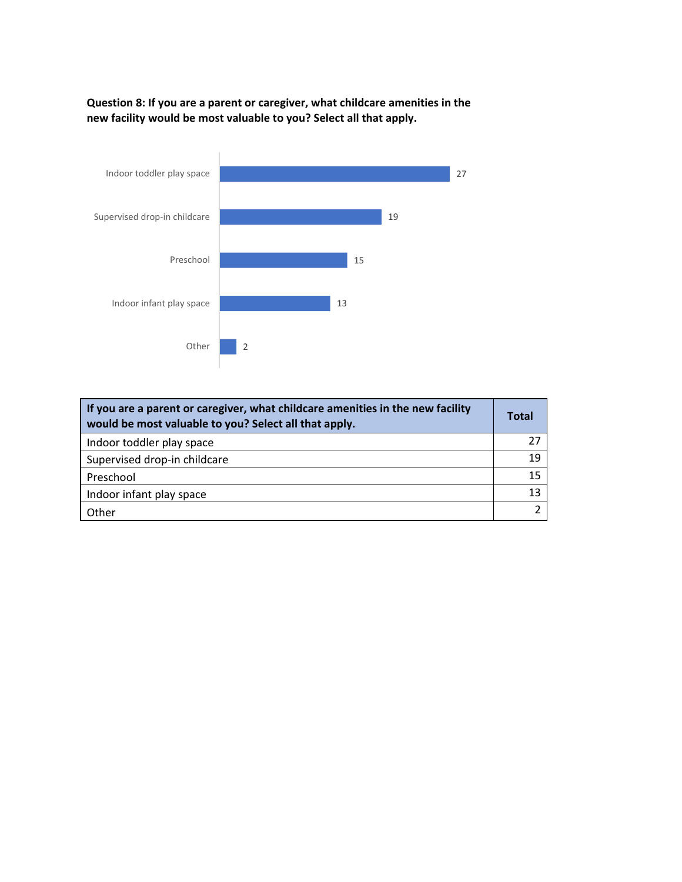**Question 8: If you are a parent or caregiver, what childcare amenities in the new facility would be most valuable to you? Select all that apply.**

| If you are a parent or caregiver, what childcare amenities in the new facility would be most valuable to you? Select all that apply. | Total |
|---|---|
| Indoor toddler play space | 27 |
| Supervised drop-in childcare | 19 |
| Preschool | 15 |
| Indoor infant play space | 13 |
| Other | 2 |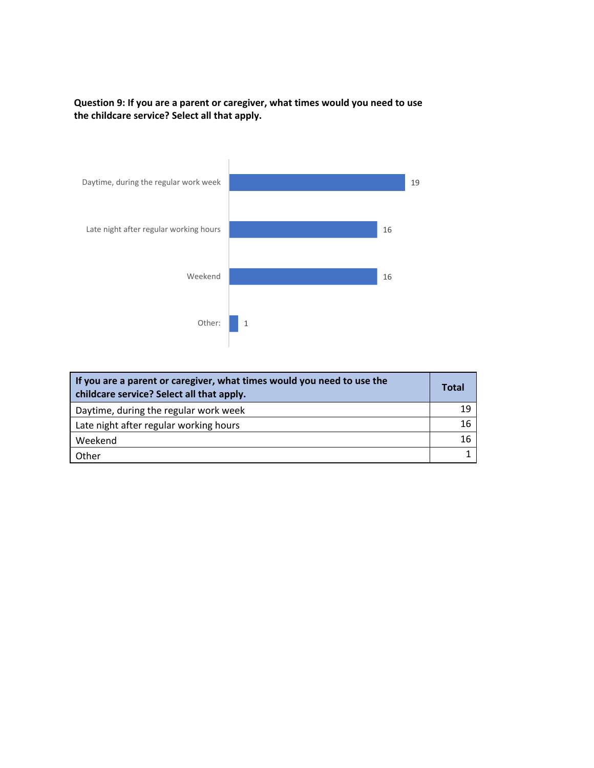**Question 9: If you are a parent or caregiver, what times would you need to use the childcare service? Select all that apply.**

Daytime, during the regular work week: 19

Late night after regular working hours: 16

Weekend: 16

Other: 1

| If you are a parent or caregiver, what times would you need to use the childcare service? Select all that apply. | Total |
|---|---|
| Daytime, during the regular work week | 19 |
| Late night after regular working hours | 16 |
| Weekend | 16 |
| Other | 1 |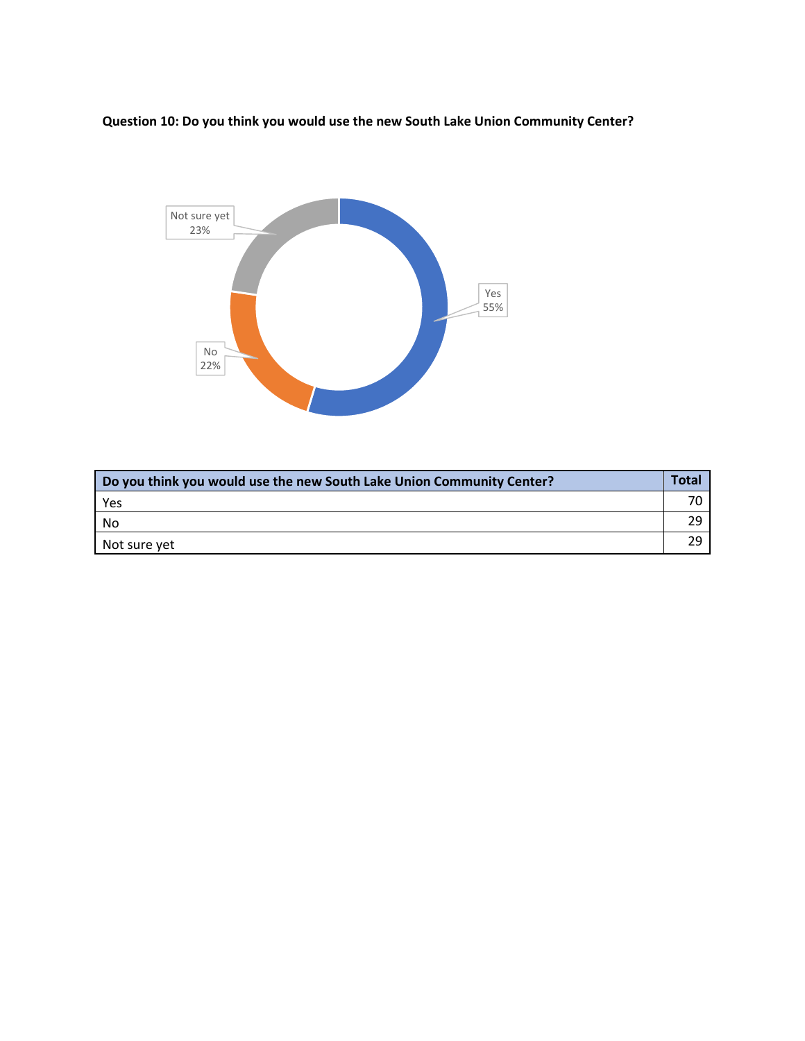**Question 10: Do you think you would use the new South Lake Union Community Center?**

| Do you think you would use the new South Lake Union Community Center? | Total |
|---|---|
| Yes | 70 |
| No | 29 |
| Not sure yet | 29 |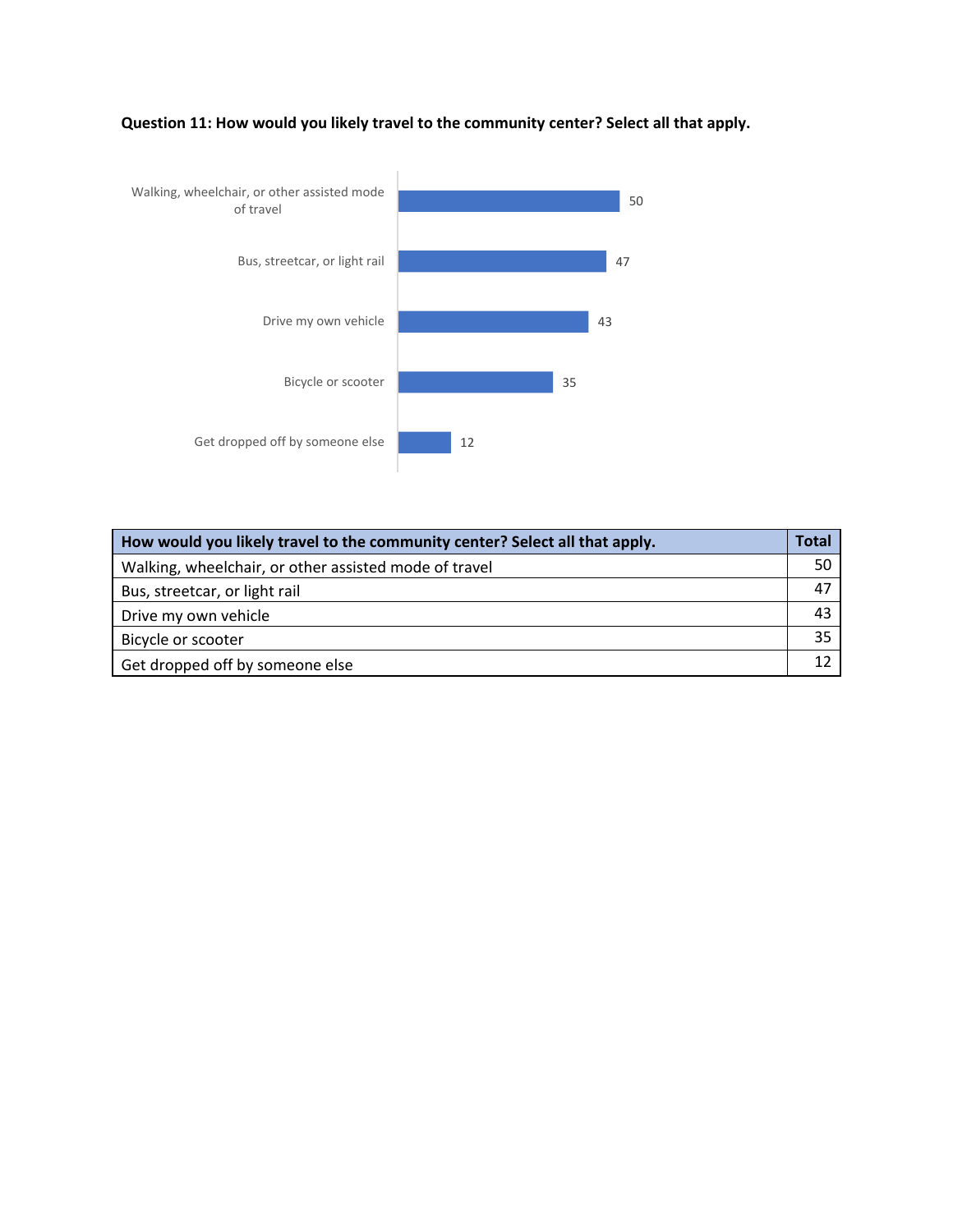**Question 11: How would you likely travel to the community center? Select all that apply.**

| How would you likely travel to the community center? Select all that apply. | Total |
|---|---|
| Walking, wheelchair, or other assisted mode of travel | 50 |
| Bus, streetcar, or light rail | 47 |
| Drive my own vehicle | 43 |
| Bicycle or scooter | 35 |
| Get dropped off by someone else | 12 |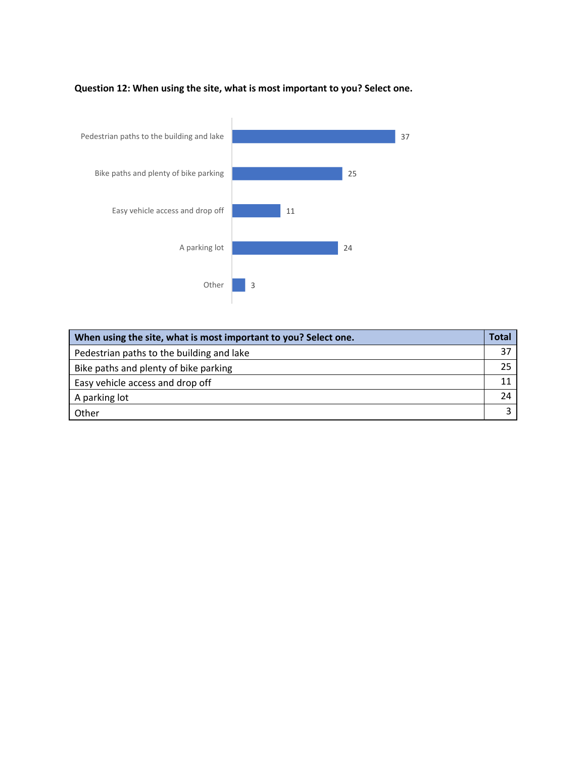**Question 12: When using the site, what is most important to you? Select one.**

| When using the site, what is most important to you? Select one. | Total |
|---|---|
| Pedestrian paths to the building and lake | 37 |
| Bike paths and plenty of bike parking | 25 |
| Easy vehicle access and drop off | 11 |
| A parking lot | 24 |
| Other | 3 |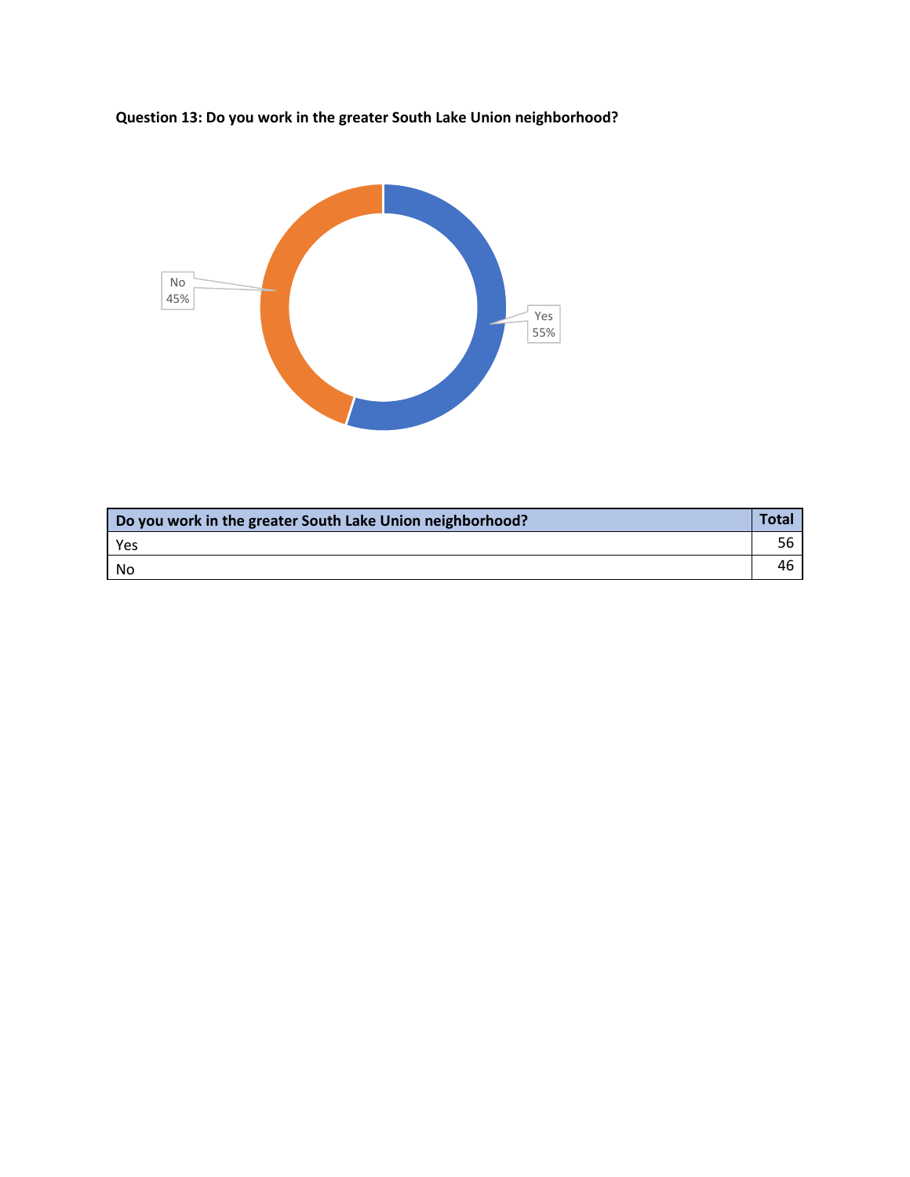**Question 13: Do you work in the greater South Lake Union neighborhood?**

No 45%

Yes 55%

| Do you work in the greater South Lake Union neighborhood? | Total |
|---|---|
| Yes | 56 |
| No | 46 |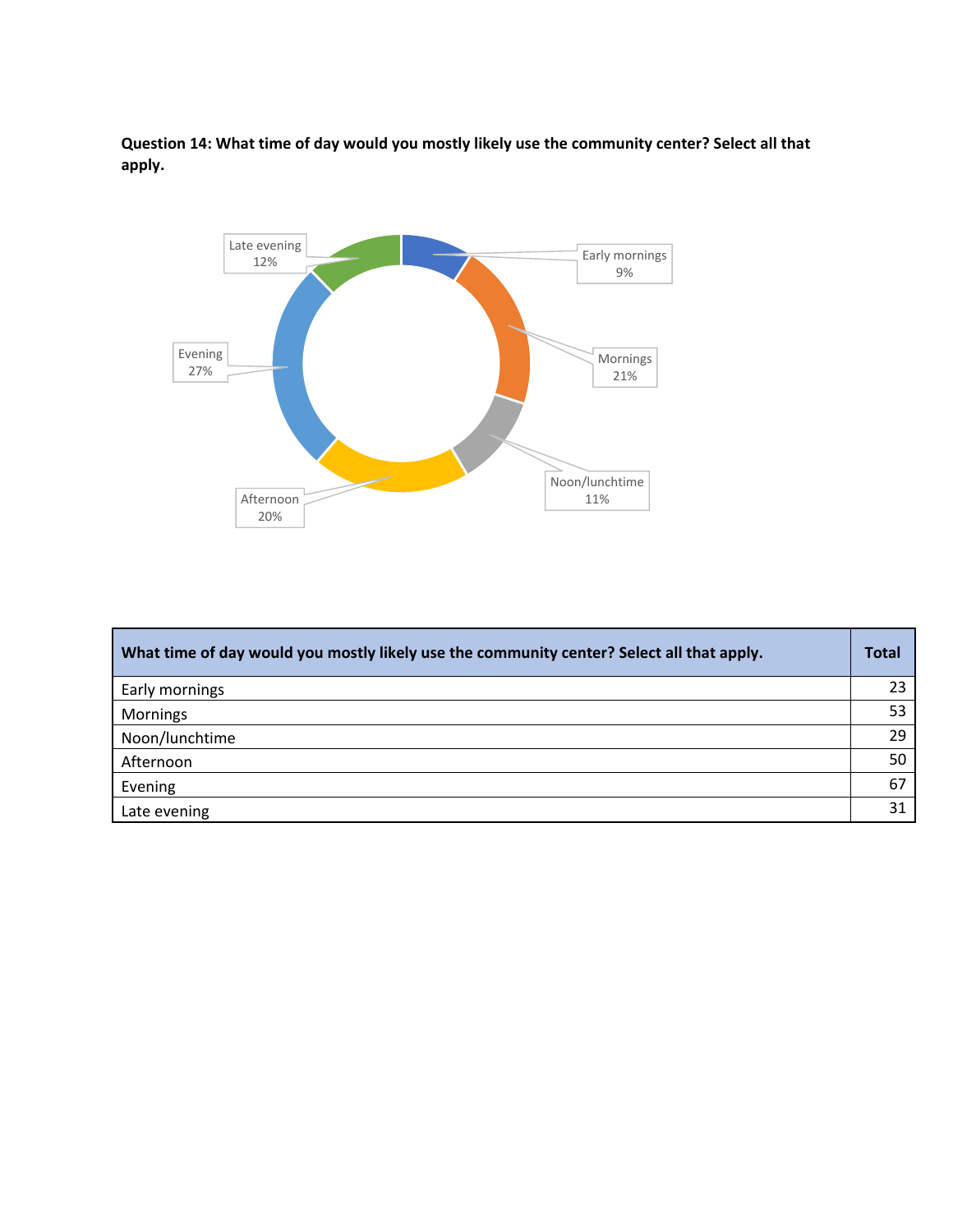**Question 14: What time of day would you mostly likely use the community center? Select all that apply.**

| What time of day would you mostly likely use the community center? Select all that apply. | Total |
|---|---|
| Early mornings | 23 |
| Mornings | 53 |
| Noon/lunchtime | 29 |
| Afternoon | 50 |
| Evening | 67 |
| Late evening | 31 |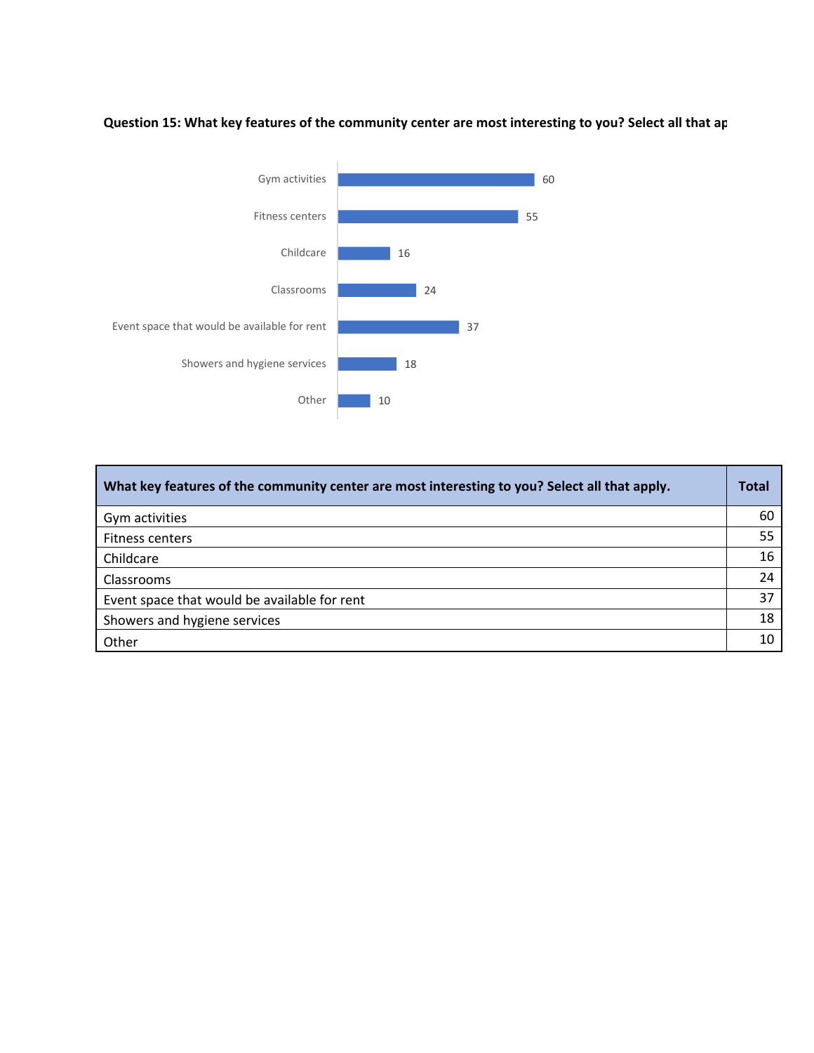**Question 15: What key features of the community center are most interesting to you? Select all that ap**

| What key features of the community center are most interesting to you? Select all that apply. | Total |
|---|---|
| Gym activities | 60 |
| Fitness centers | 55 |
| Childcare | 16 |
| Classrooms | 24 |
| Event space that would be available for rent | 37 |
| Showers and hygiene services | 18 |
| Other | 10 |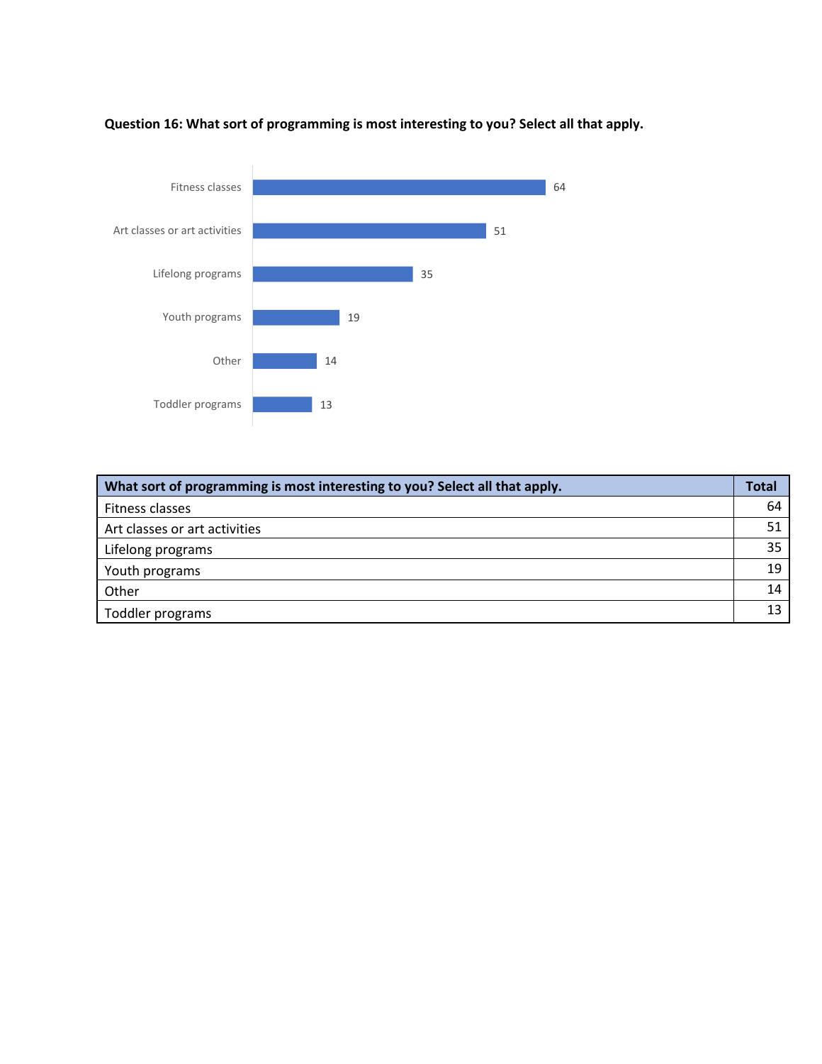**Question 16: What sort of programming is most interesting to you? Select all that apply.**

| What sort of programming is most interesting to you? Select all that apply. | Total |
|---|---|
| Fitness classes | 64 |
| Art classes or art activities | 51 |
| Lifelong programs | 35 |
| Youth programs | 19 |
| Other | 14 |
| Toddler programs | 13 |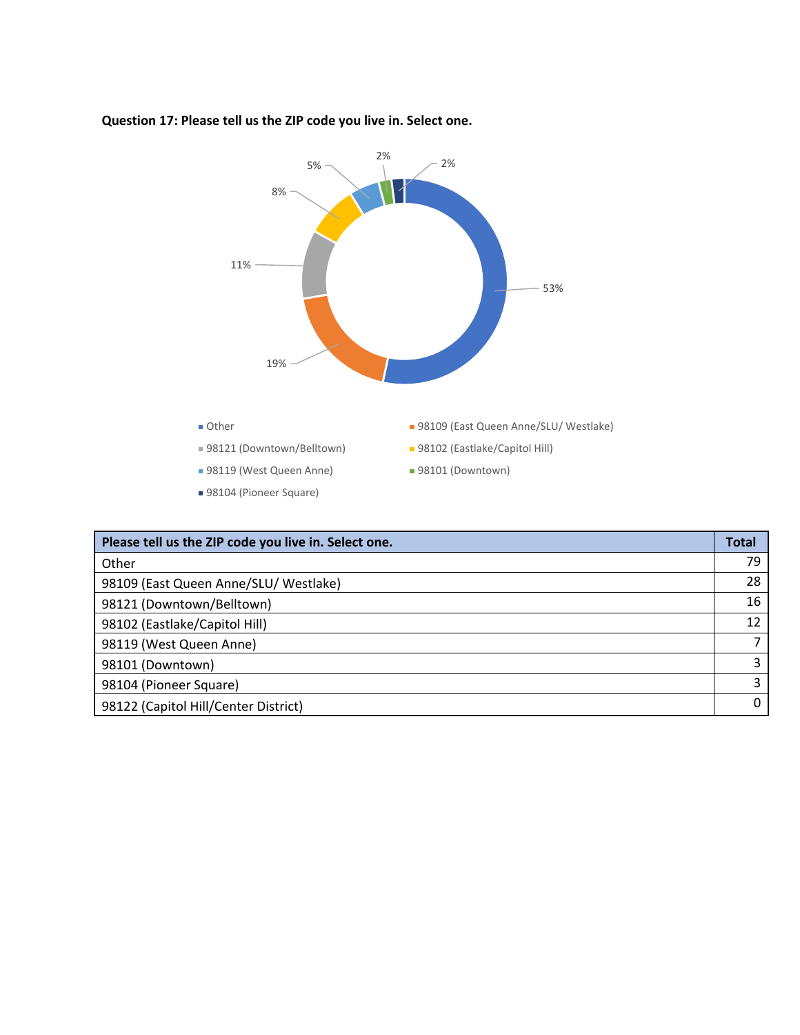**Question 17: Please tell us the ZIP code you live in. Select one.**

| Please tell us the ZIP code you live in. Select one. | Total |
|---|---|
| Other | 79 |
| 98109 (East Queen Anne/SLU/ Westlake) | 28 |
| 98121 (Downtown/Belltown) | 16 |
| 98102 (Eastlake/Capitol Hill) | 12 |
| 98119 (West Queen Anne) | 7 |
| 98101 (Downtown) | 3 |
| 98104 (Pioneer Square) | 3 |
| 98122 (Capitol Hill/Center District) | 0 |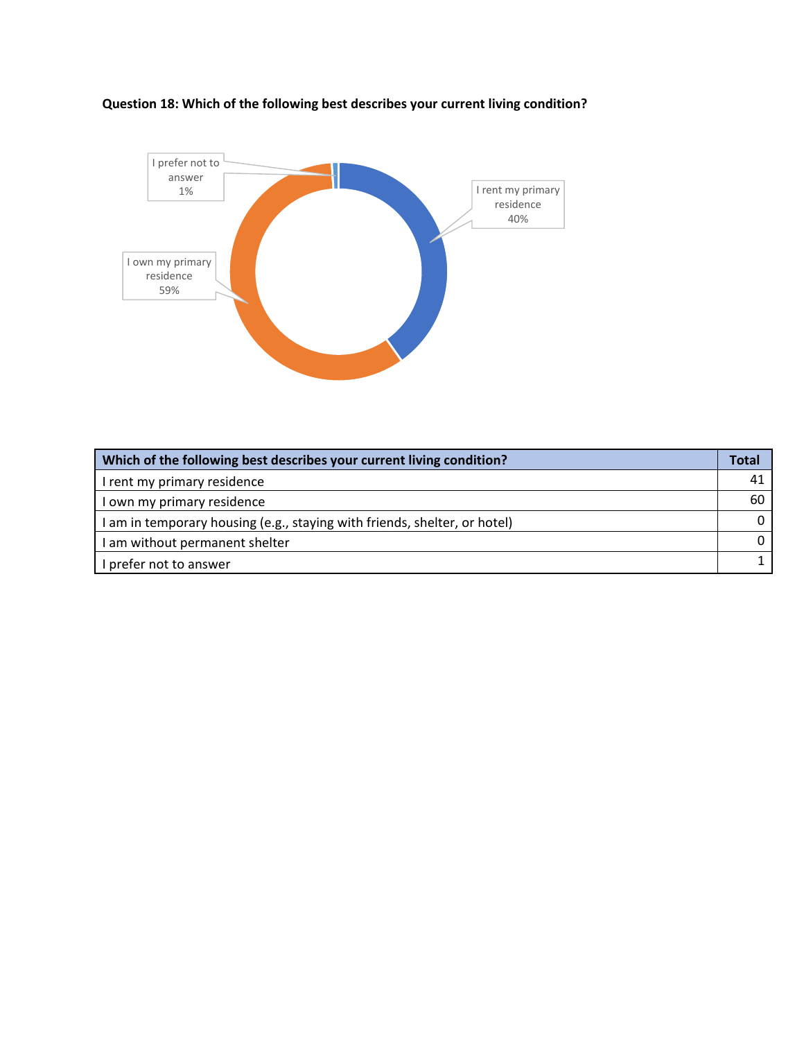**Question 18: Which of the following best describes your current living condition?**

| Which of the following best describes your current living condition? | Total |
|---|---|
| I rent my primary residence | 41 |
| I own my primary residence | 60 |
| I am in temporary housing (e.g., staying with friends, shelter, or hotel) | 0 |
| I am without permanent shelter | 0 |
| I prefer not to answer | 1 |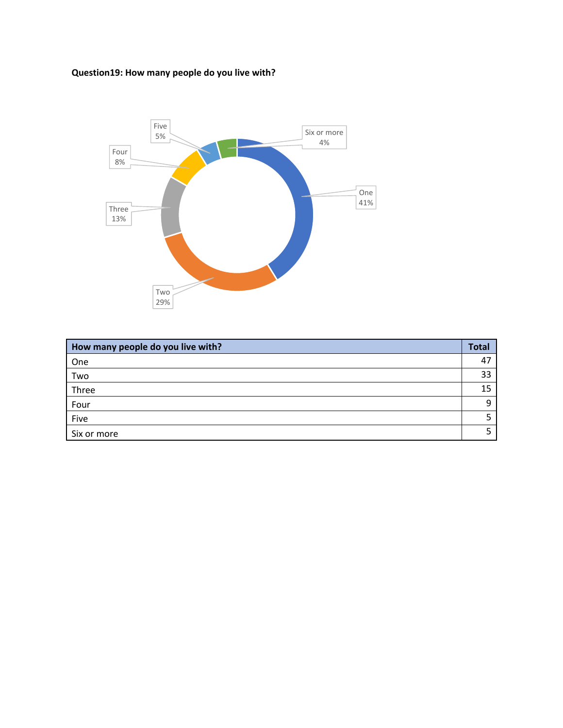**Question19: How many people do you live with?**

| How many people do you live with? | Total |
|---|---|
| One | 47 |
| Two | 33 |
| Three | 15 |
| Four | 9 |
| Five | 5 |
| Six or more | 5 |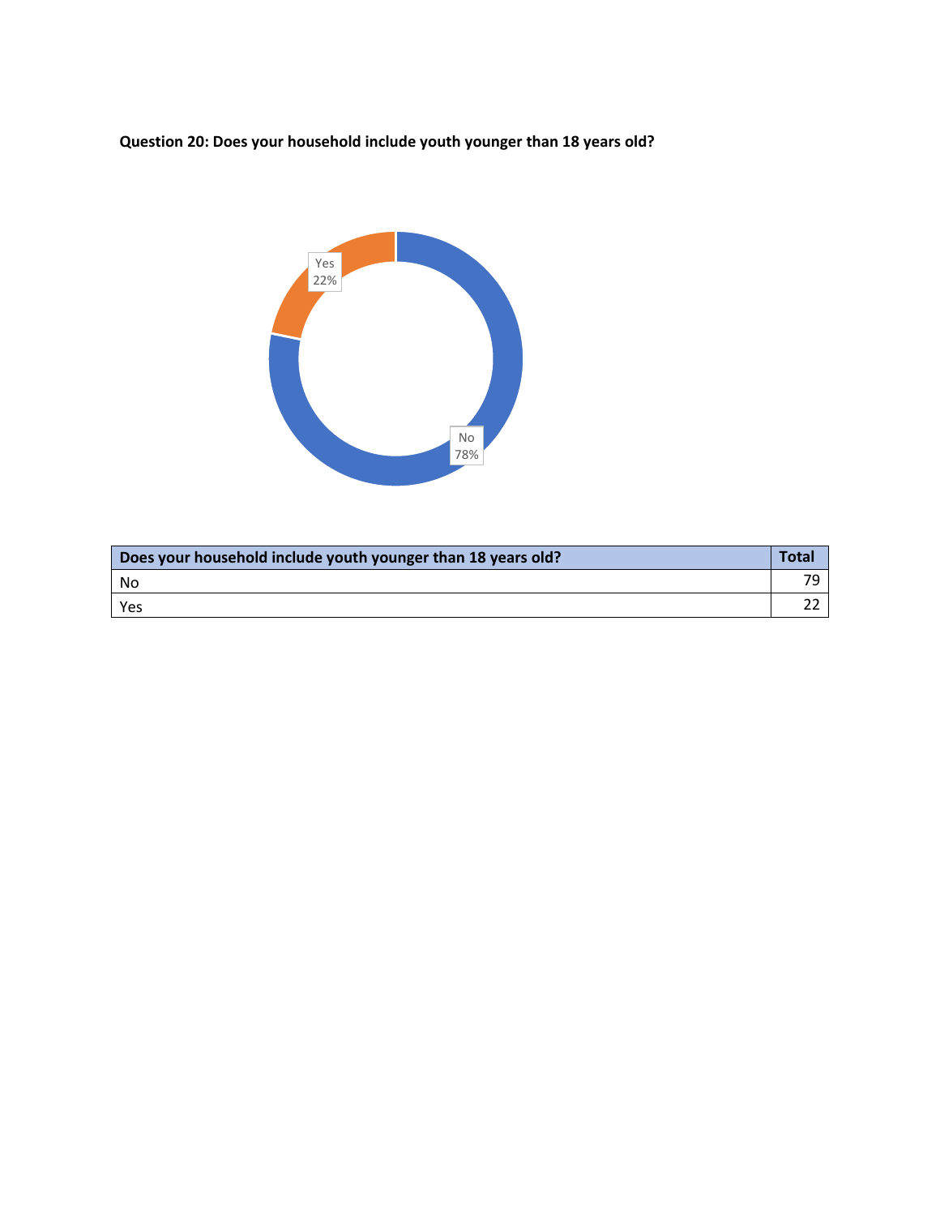**Question 20: Does your household include youth younger than 18 years old?**

| Does your household include youth younger than 18 years old? | Total |
|---|---|
| No | 79 |
| Yes | 22 |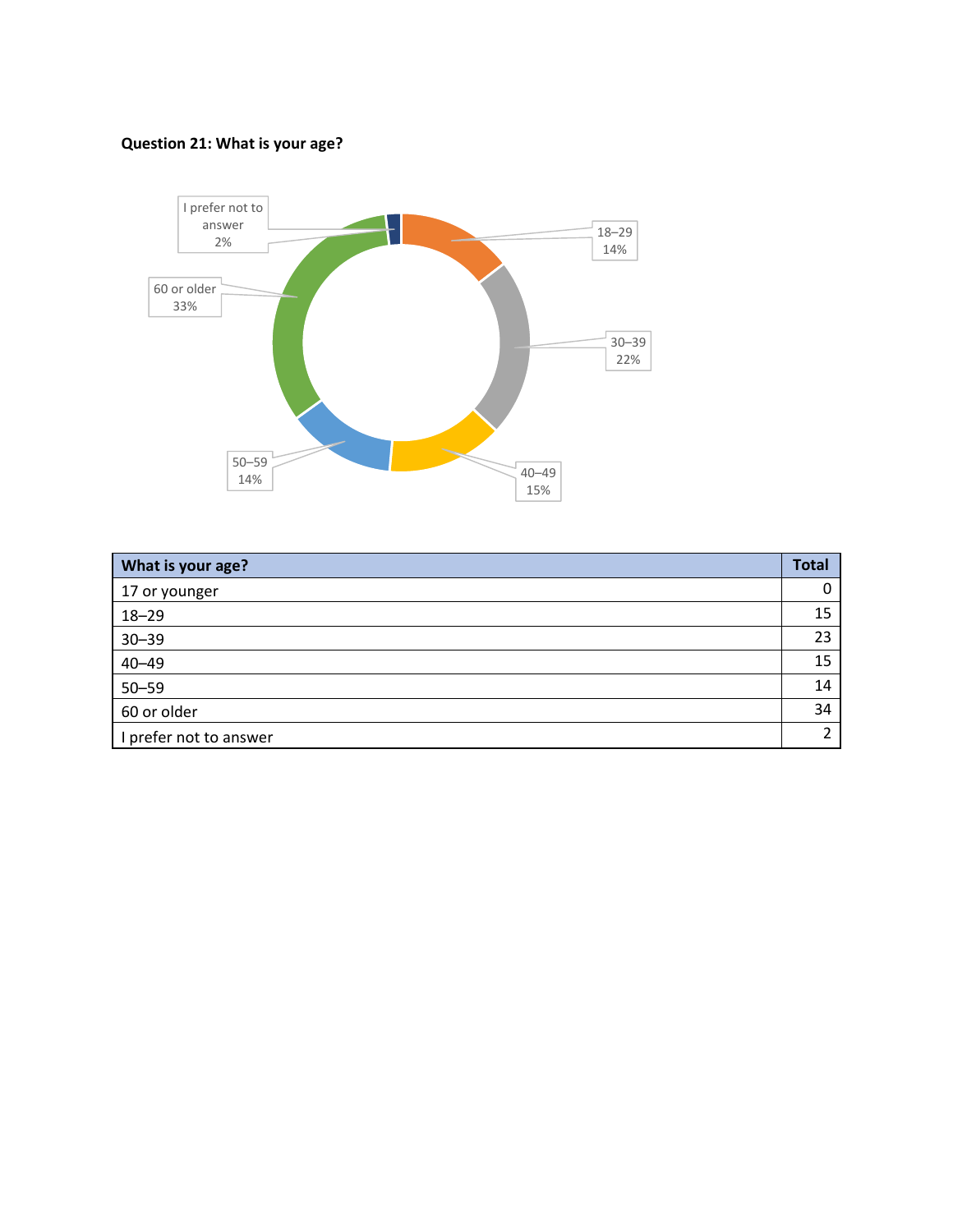**Question 21: What is your age?**

| What is your age? | Total |
| --- | --- |
| 17 or younger | 0 |
| 18–29 | 15 |
| 30–39 | 23 |
| 40–49 | 15 |
| 50–59 | 14 |
| 60 or older | 34 |
| I prefer not to answer | 2 |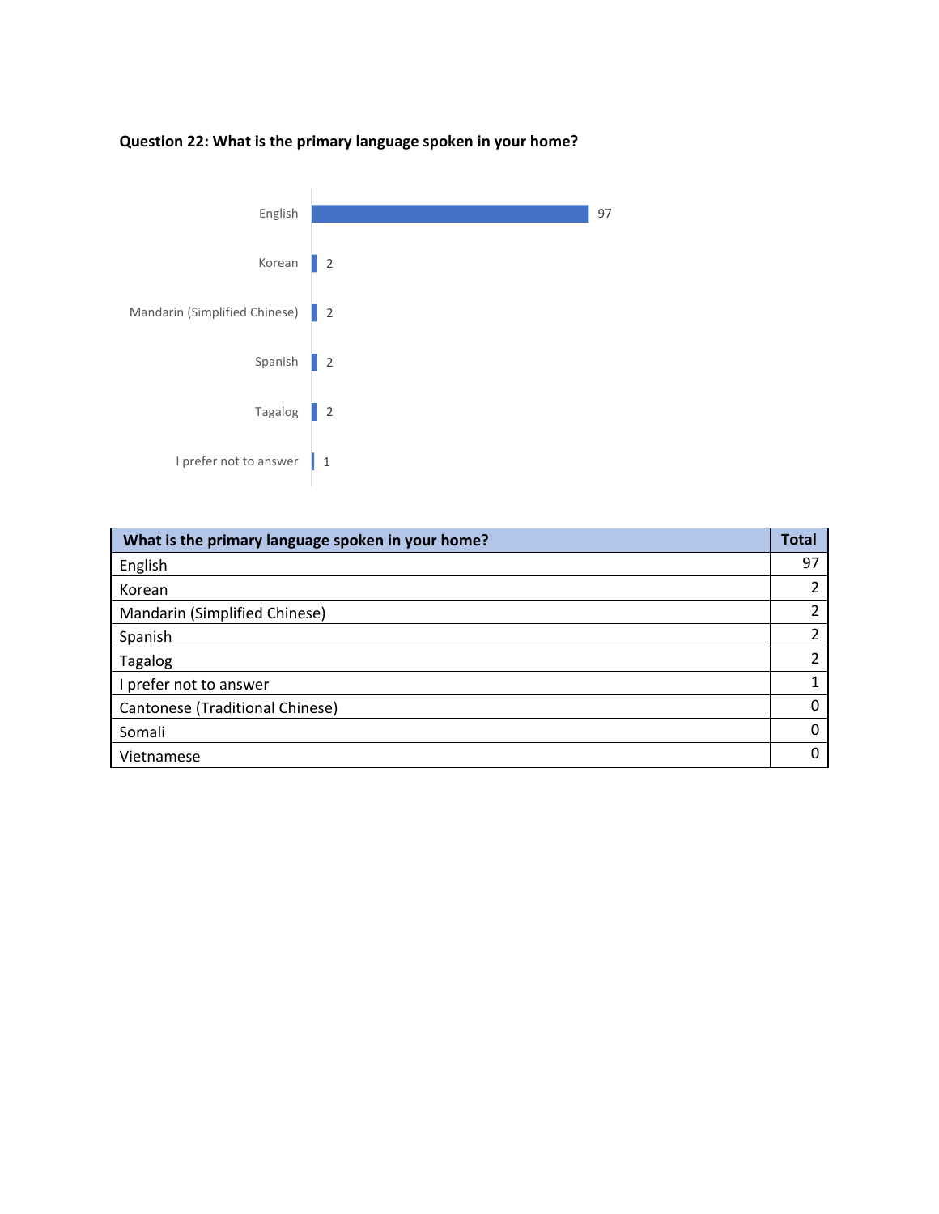**Question 22: What is the primary language spoken in your home?**

| What is the primary language spoken in your home? | Total |
|---|---|
| English | 97 |
| Korean | 2 |
| Mandarin (Simplified Chinese) | 2 |
| Spanish | 2 |
| Tagalog | 2 |
| I prefer not to answer | 1 |
| Cantonese (Traditional Chinese) | 0 |
| Somali | 0 |
| Vietnamese | 0 |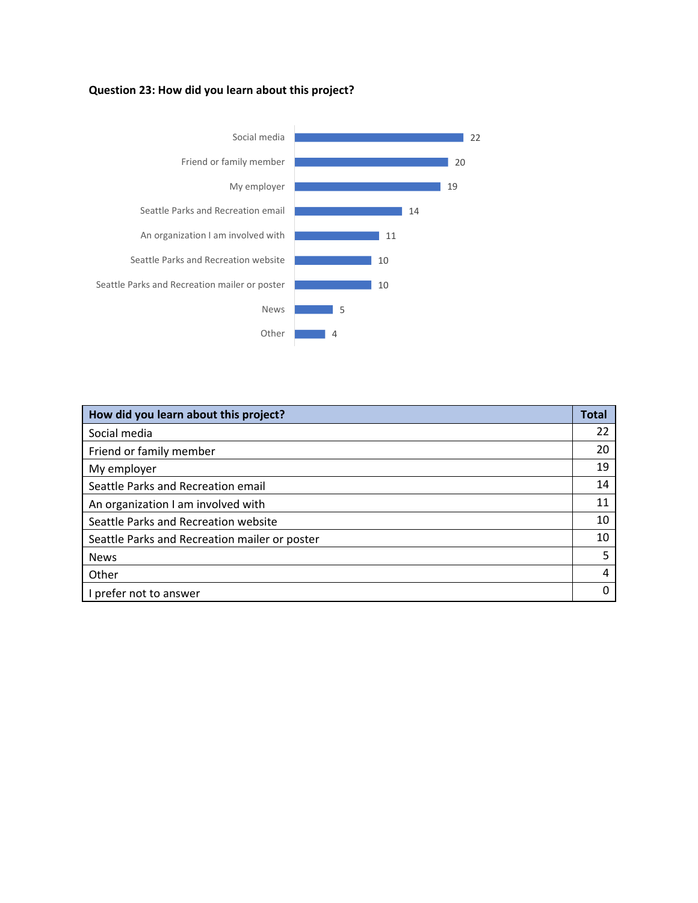**Question 23: How did you learn about this project?**

Social media
22

Friend or family member
20

My employer
19

Seattle Parks and Recreation email
14

An organization I am involved with
11

Seattle Parks and Recreation website
10

Seattle Parks and Recreation mailer or poster
10

News
5

Other
4

| How did you learn about this project? | Total |
|---|---|
| Social media | 22 |
| Friend or family member | 20 |
| My employer | 19 |
| Seattle Parks and Recreation email | 14 |
| An organization I am involved with | 11 |
| Seattle Parks and Recreation website | 10 |
| Seattle Parks and Recreation mailer or poster | 10 |
| News | 5 |
| Other | 4 |
| I prefer not to answer | 0 |